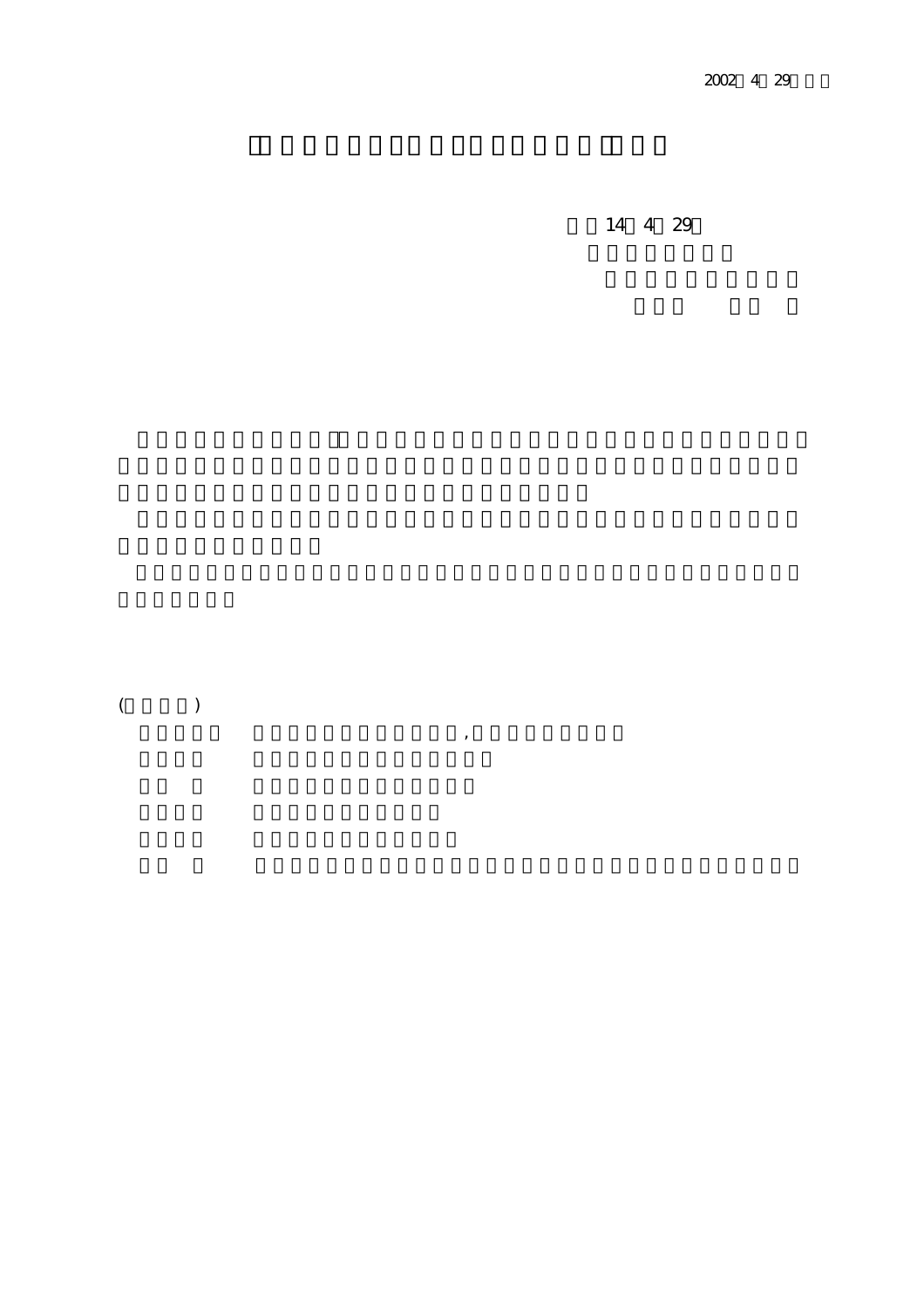2002 4 29

14 4 29

( )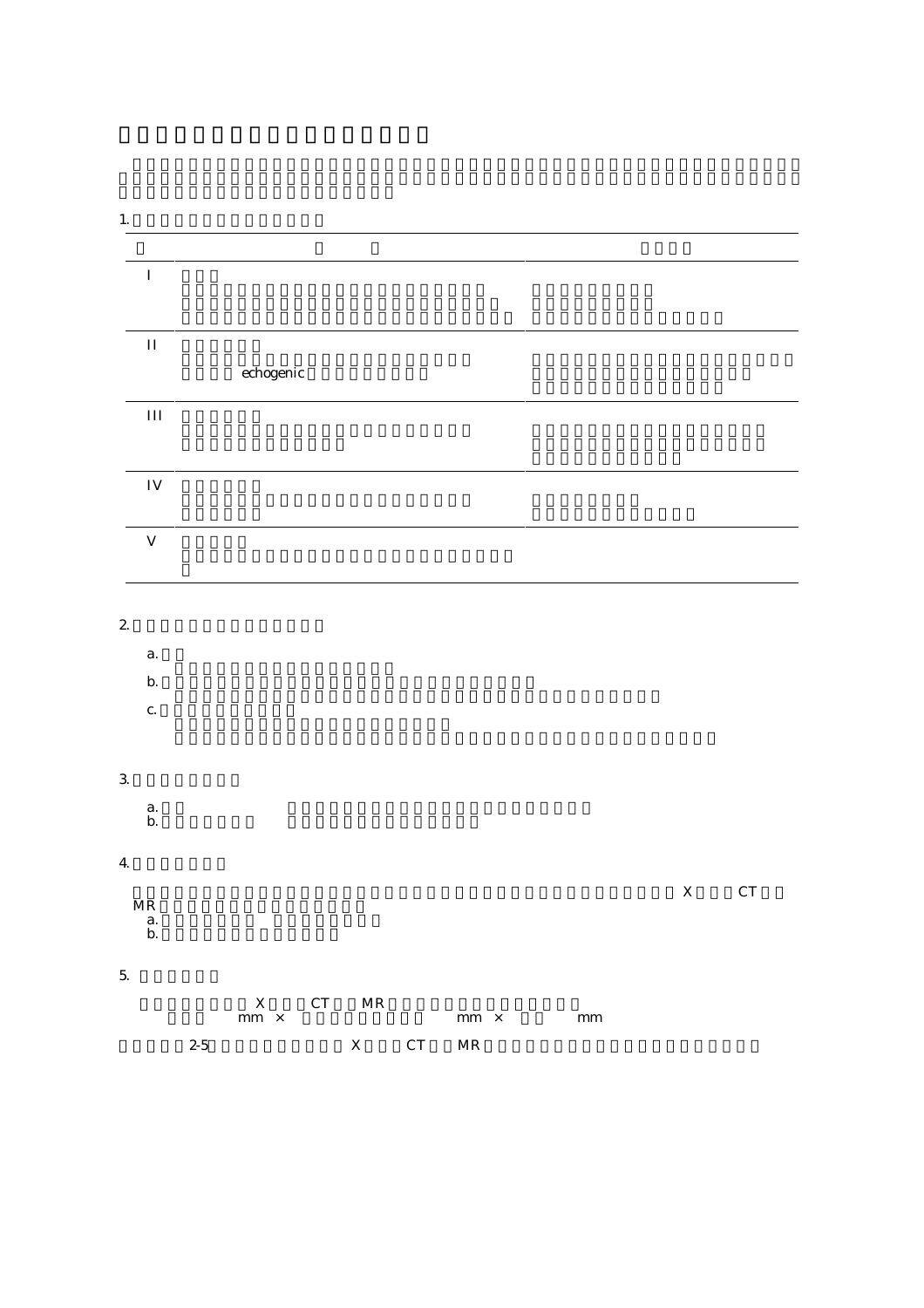1.

| | | |
|---|---|---|
| I | | |
| II | echogenic | |
| III | | |
| IV | | |
| V | | |

2.

a.

b.

c.

3.

a.

b.

4.

X CT MR

a.

b.

5.

X CT MR

mm × mm × mm

2-5 X CT MR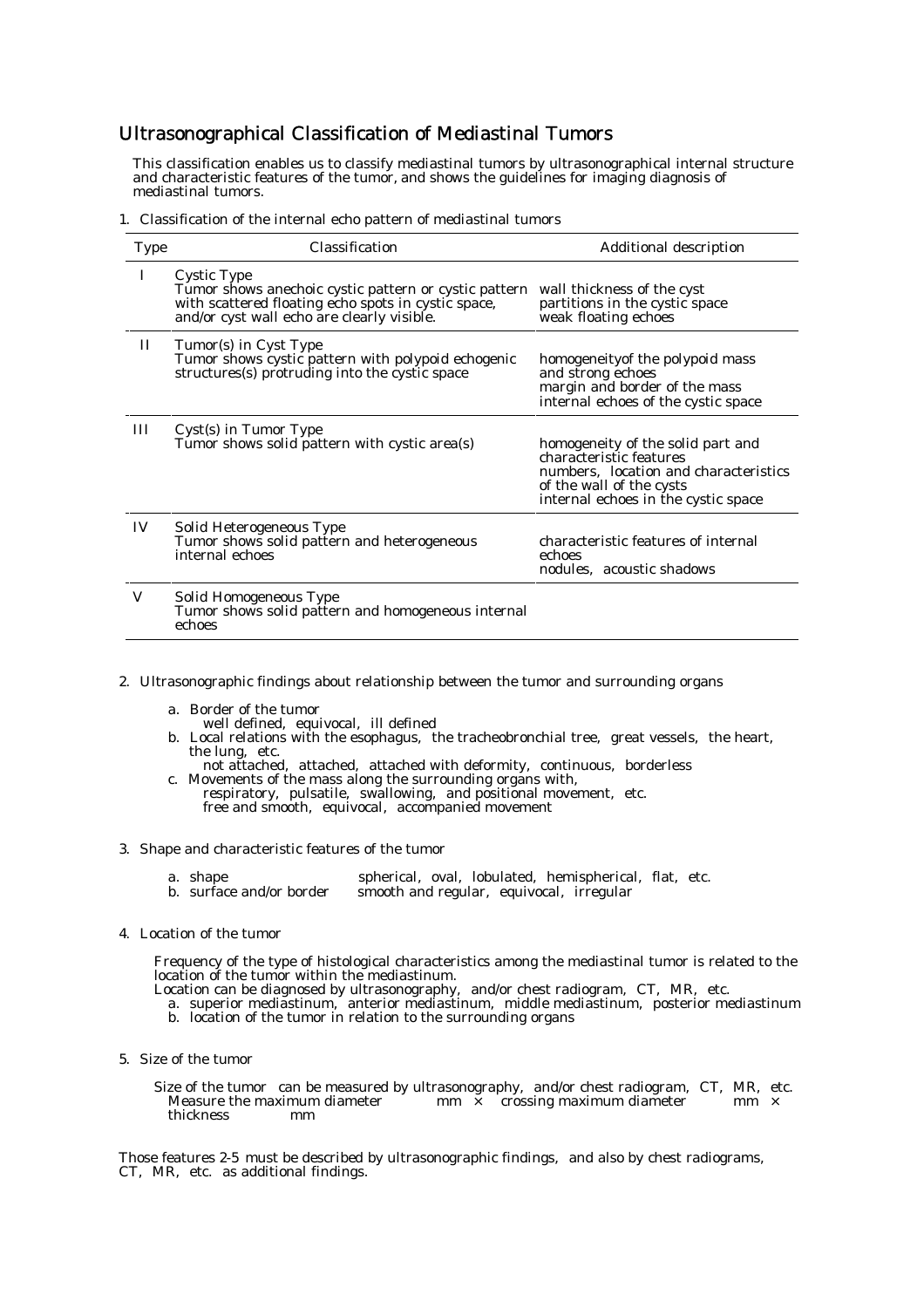# Ultrasonographical Classification of Mediastinal Tumors

This classification enables us to classify mediastinal tumors by ultrasonographical internal structure and characteristic features of the tumor, and shows the guidelines for imaging diagnosis of mediastinal tumors.

1. Classification of the internal echo pattern of mediastinal tumors

| Type | Classification | Additional description |
|---|---|---|
| I | Cystic Type<br>Tumor shows anechoic cystic pattern or cystic pattern with scattered floating echo spots in cystic space, and/or cyst wall echo are clearly visible. | wall thickness of the cyst<br>partitions in the cystic space<br>weak floating echoes |
| II | Tumor(s) in Cyst Type<br>Tumor shows cystic pattern with polypoid echogenic structures(s) protruding into the cystic space | homogeneityof the polypoid mass and strong echoes<br>margin and border of the mass<br>internal echoes of the cystic space |
| III | Cyst(s) in Tumor Type<br>Tumor shows solid pattern with cystic area(s) | homogeneity of the solid part and characteristic features<br>numbers, location and characteristics of the wall of the cysts<br>internal echoes in the cystic space |
| IV | Solid Heterogeneous Type<br>Tumor shows solid pattern and heterogeneous internal echoes | characteristic features of internal echoes<br>nodules, acoustic shadows |
| V | Solid Homogeneous Type<br>Tumor shows solid pattern and homogeneous internal echoes | |

2. Ultrasonographic findings about relationship between the tumor and surrounding organs

   a. Border of the tumor
      well defined, equivocal, ill defined
   b. Local relations with the esophagus, the tracheobronchial tree, great vessels, the heart, the lung, etc.
      not attached, attached, attached with deformity, continuous, borderless
   c. Movements of the mass along the surrounding organs with,
      respiratory, pulsatile, swallowing, and positional movement, etc.
      free and smooth, equivocal, accompanied movement

3. Shape and characteristic features of the tumor

   a. shape　　spherical, oval, lobulated, hemispherical, flat, etc.
   b. surface and/or border　　smooth and regular, equivocal, irregular

4. Location of the tumor

   Frequency of the type of histological characteristics among the mediastinal tumor is related to the location of the tumor within the mediastinum.
   Location can be diagnosed by ultrasonography, and/or chest radiogram, CT, MR, etc.
   a. superior mediastinum, anterior mediastinum, middle mediastinum, posterior mediastinum
   b. location of the tumor in relation to the surrounding organs

5. Size of the tumor

   Size of the tumor can be measured by ultrasonography, and/or chest radiogram, CT, MR, etc.
   Measure the maximum diameter　　mm × crossing maximum diameter　　mm × thickness　　mm

Those features 2-5 must be described by ultrasonographic findings, and also by chest radiograms, CT, MR, etc. as additional findings.